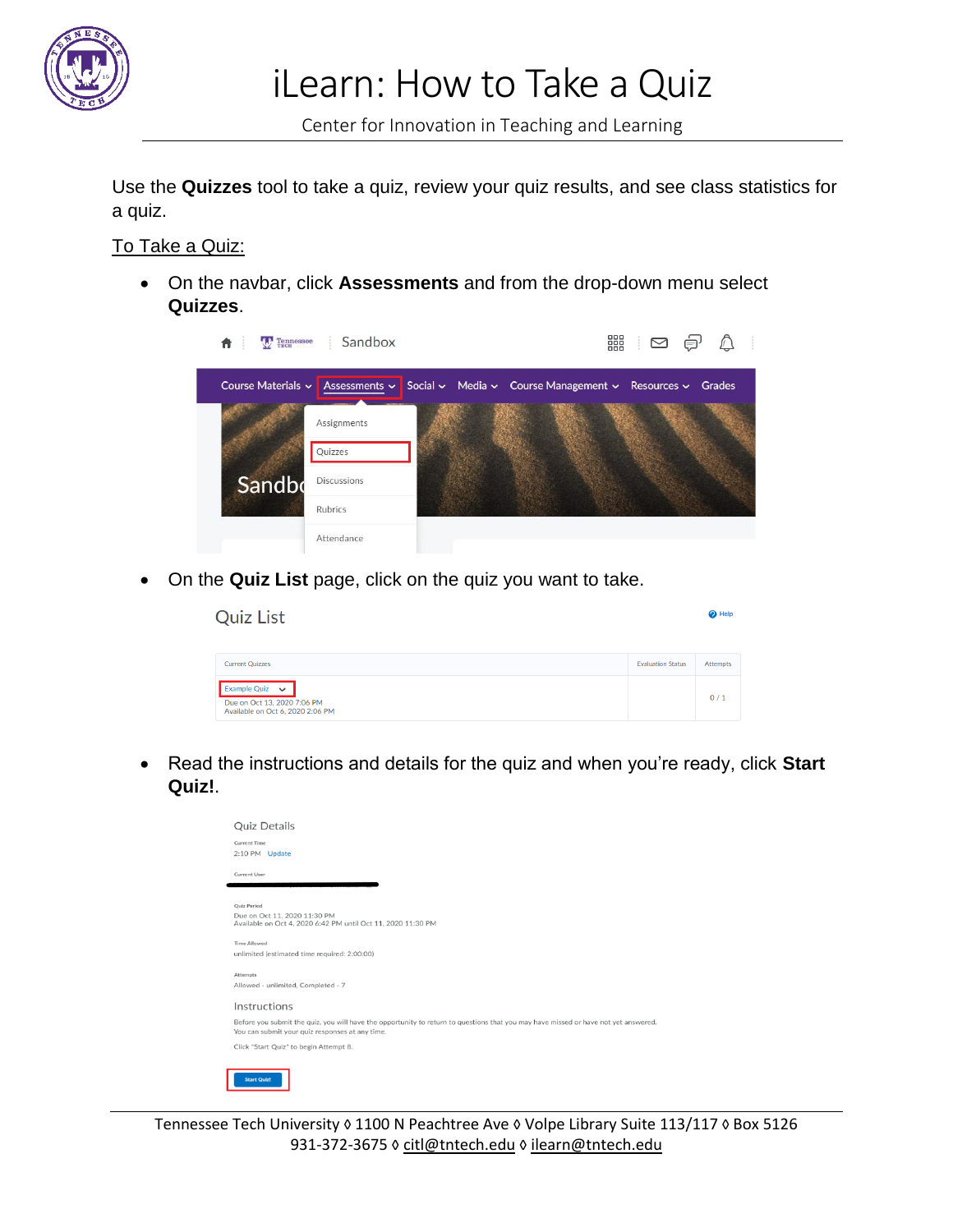# iLearn: How to Take a Quiz

Center for Innovation in Teaching and Learning

Use the **Quizzes** tool to take a quiz, review your quiz results, and see class statistics for a quiz.

To Take a Quiz:

- On the navbar, click **Assessments** and from the drop-down menu select **Quizzes**.
- On the **Quiz List** page, click on the quiz you want to take.
- Read the instructions and details for the quiz and when you're ready, click **Start Quiz!**.

Tennessee Tech University ◊ 1100 N Peachtree Ave ◊ Volpe Library Suite 113/117 ◊ Box 5126
931-372-3675 ◊ citl@tntech.edu ◊ ilearn@tntech.edu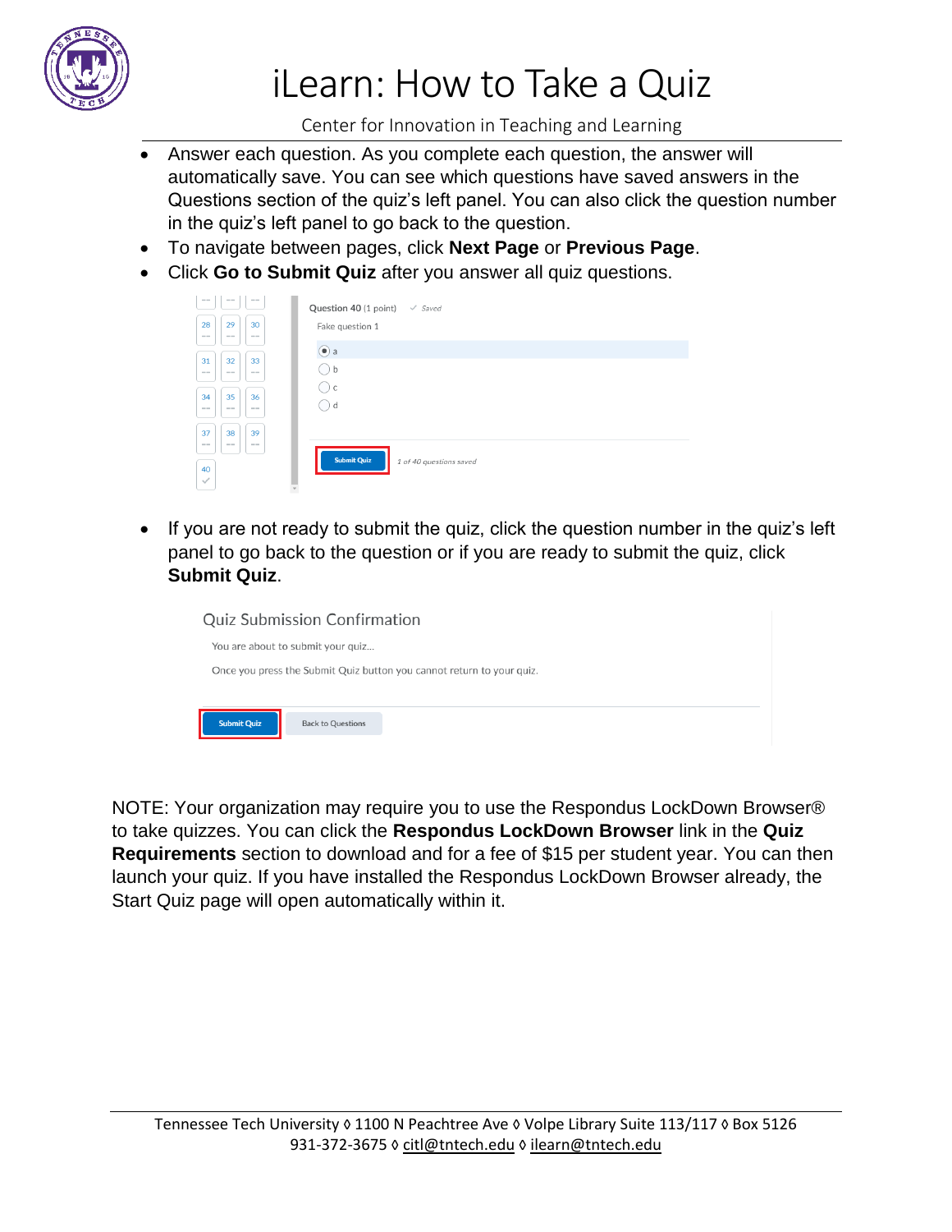# iLearn: How to Take a Quiz

Center for Innovation in Teaching and Learning

- Answer each question. As you complete each question, the answer will automatically save. You can see which questions have saved answers in the Questions section of the quiz's left panel. You can also click the question number in the quiz's left panel to go back to the question.
- To navigate between pages, click **Next Page** or **Previous Page**.
- Click **Go to Submit Quiz** after you answer all quiz questions.

- If you are not ready to submit the quiz, click the question number in the quiz's left panel to go back to the question or if you are ready to submit the quiz, click **Submit Quiz**.

NOTE: Your organization may require you to use the Respondus LockDown Browser® to take quizzes. You can click the **Respondus LockDown Browser** link in the **Quiz Requirements** section to download and for a fee of $15 per student year. You can then launch your quiz. If you have installed the Respondus LockDown Browser already, the Start Quiz page will open automatically within it.

Tennessee Tech University ◊ 1100 N Peachtree Ave ◊ Volpe Library Suite 113/117 ◊ Box 5126
931-372-3675 ◊ citl@tntech.edu ◊ ilearn@tntech.edu